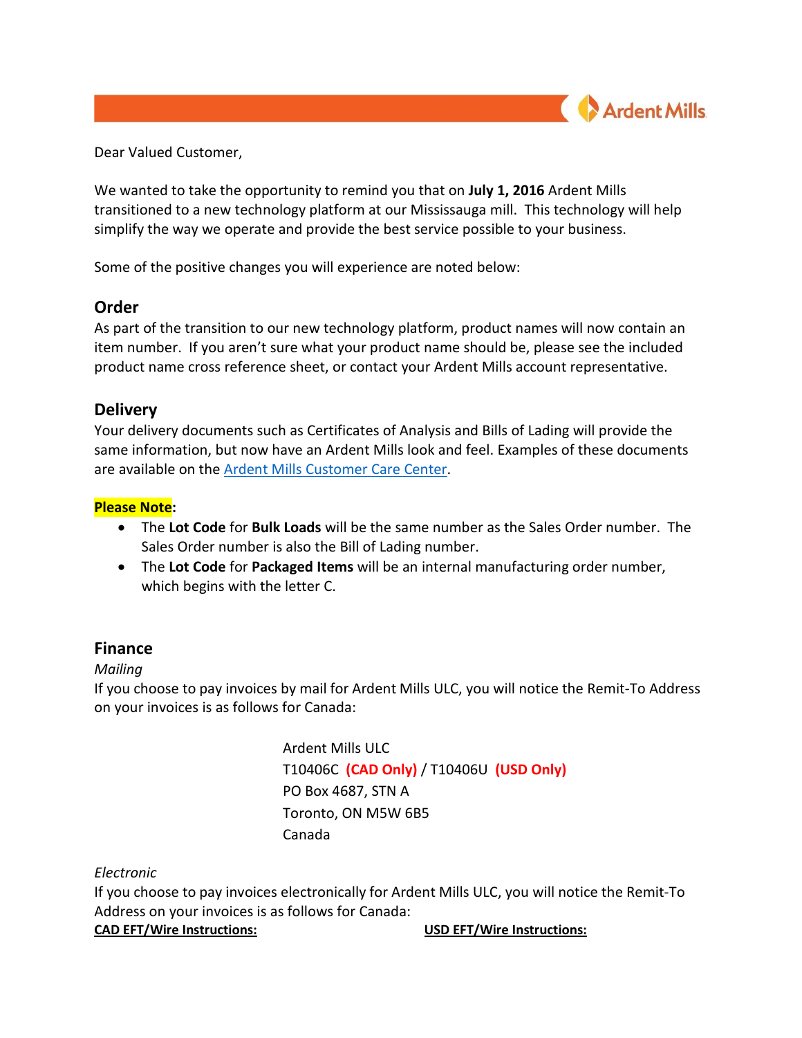Dear Valued Customer,

We wanted to take the opportunity to remind you that on **July 1, 2016** Ardent Mills transitioned to a new technology platform at our Mississauga mill. This technology will help simplify the way we operate and provide the best service possible to your business.

Some of the positive changes you will experience are noted below:

## Order

As part of the transition to our new technology platform, product names will now contain an item number. If you aren't sure what your product name should be, please see the included product name cross reference sheet, or contact your Ardent Mills account representative.

## Delivery

Your delivery documents such as Certificates of Analysis and Bills of Lading will provide the same information, but now have an Ardent Mills look and feel. Examples of these documents are available on the Ardent Mills Customer Care Center.

**Please Note**:

- The **Lot Code** for **Bulk Loads** will be the same number as the Sales Order number. The Sales Order number is also the Bill of Lading number.
- The **Lot Code** for **Packaged Items** will be an internal manufacturing order number, which begins with the letter C.

## Finance

*Mailing*

If you choose to pay invoices by mail for Ardent Mills ULC, you will notice the Remit-To Address on your invoices is as follows for Canada:

Ardent Mills ULC
T10406C **(CAD Only)** / T10406U **(USD Only)**
PO Box 4687, STN A
Toronto, ON M5W 6B5
Canada

*Electronic*

If you choose to pay invoices electronically for Ardent Mills ULC, you will notice the Remit-To Address on your invoices is as follows for Canada:

**CAD EFT/Wire Instructions:**

**USD EFT/Wire Instructions:**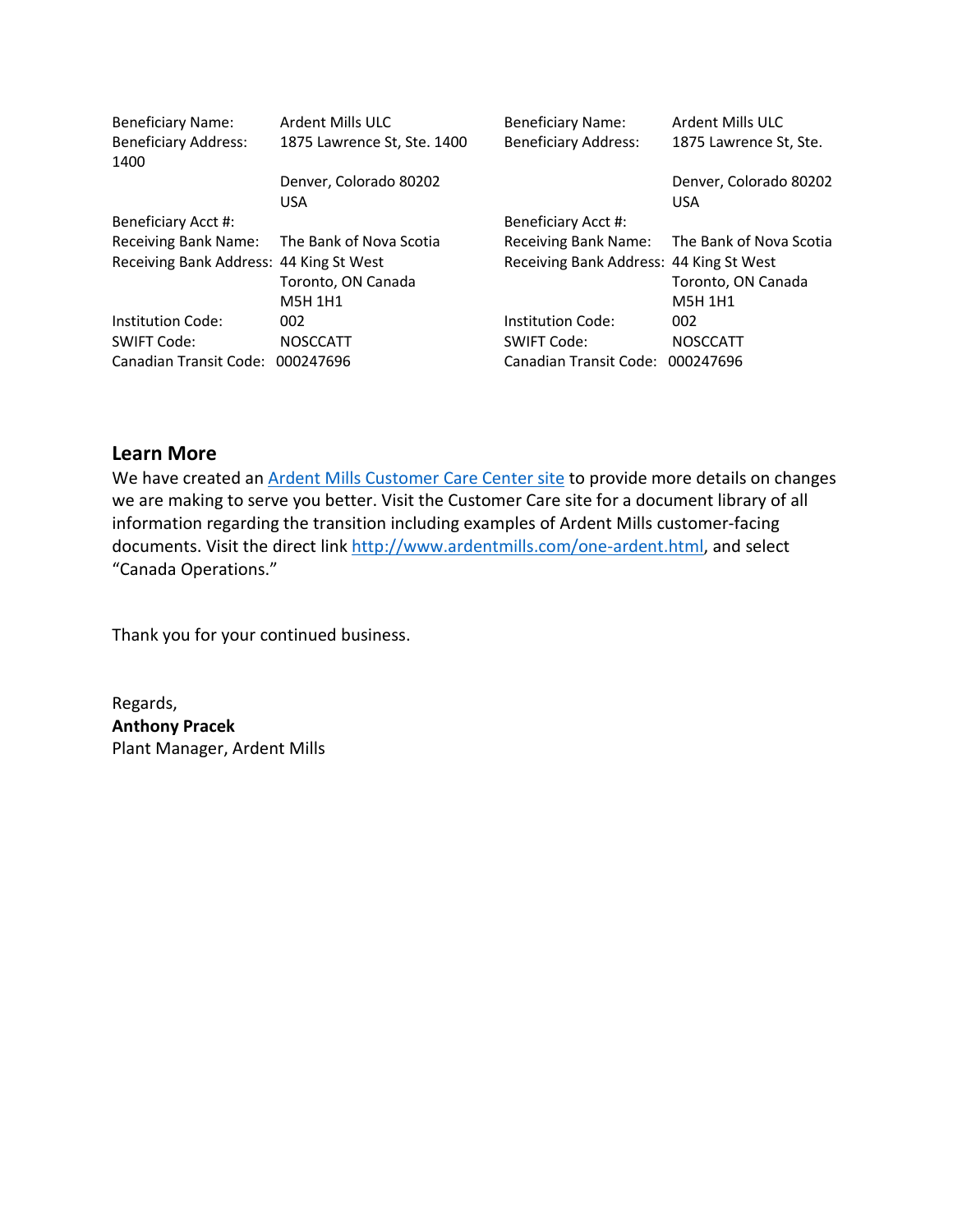| | | | |
|---|---|---|---|
| Beneficiary Name: | Ardent Mills ULC | Beneficiary Name: | Ardent Mills ULC |
| Beneficiary Address: 1400 | 1875 Lawrence St, Ste. 1400 | Beneficiary Address: | 1875 Lawrence St, Ste. |
| | Denver, Colorado 80202 USA | | Denver, Colorado 80202 USA |
| Beneficiary Acct #: | | Beneficiary Acct #: | |
| Receiving Bank Name: | The Bank of Nova Scotia | Receiving Bank Name: | The Bank of Nova Scotia |
| Receiving Bank Address: | 44 King St West Toronto, ON Canada M5H 1H1 | Receiving Bank Address: | 44 King St West Toronto, ON Canada M5H 1H1 |
| Institution Code: | 002 | Institution Code: | 002 |
| SWIFT Code: | NOSCCATT | SWIFT Code: | NOSCCATT |
| Canadian Transit Code: | 000247696 | Canadian Transit Code: | 000247696 |

## Learn More

We have created an Ardent Mills Customer Care Center site to provide more details on changes we are making to serve you better. Visit the Customer Care site for a document library of all information regarding the transition including examples of Ardent Mills customer-facing documents. Visit the direct link http://www.ardentmills.com/one-ardent.html, and select "Canada Operations."

Thank you for your continued business.

Regards,
**Anthony Pracek**
Plant Manager, Ardent Mills